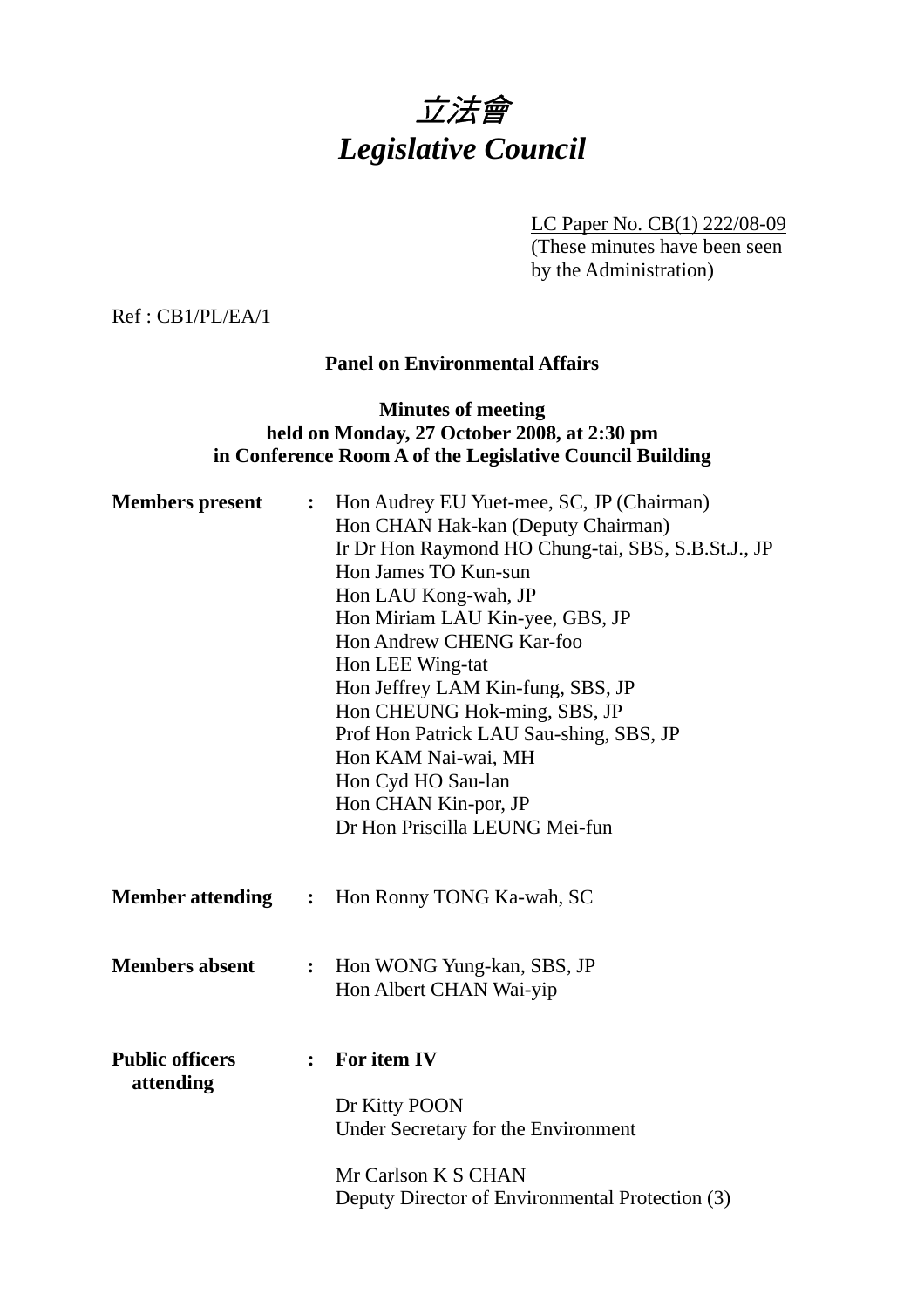# *立法會*
# *Legislative Council*

LC Paper No. CB(1) 222/08-09
(These minutes have been seen by the Administration)

Ref : CB1/PL/EA/1

**Panel on Environmental Affairs**

**Minutes of meeting**
**held on Monday, 27 October 2008, at 2:30 pm**
**in Conference Room A of the Legislative Council Building**

**Members present** : Hon Audrey EU Yuet-mee, SC, JP (Chairman)
Hon CHAN Hak-kan (Deputy Chairman)
Ir Dr Hon Raymond HO Chung-tai, SBS, S.B.St.J., JP
Hon James TO Kun-sun
Hon LAU Kong-wah, JP
Hon Miriam LAU Kin-yee, GBS, JP
Hon Andrew CHENG Kar-foo
Hon LEE Wing-tat
Hon Jeffrey LAM Kin-fung, SBS, JP
Hon CHEUNG Hok-ming, SBS, JP
Prof Hon Patrick LAU Sau-shing, SBS, JP
Hon KAM Nai-wai, MH
Hon Cyd HO Sau-lan
Hon CHAN Kin-por, JP
Dr Hon Priscilla LEUNG Mei-fun

**Member attending** : Hon Ronny TONG Ka-wah, SC

**Members absent** : Hon WONG Yung-kan, SBS, JP
Hon Albert CHAN Wai-yip

**Public officers attending** : **For item IV**

Dr Kitty POON
Under Secretary for the Environment

Mr Carlson K S CHAN
Deputy Director of Environmental Protection (3)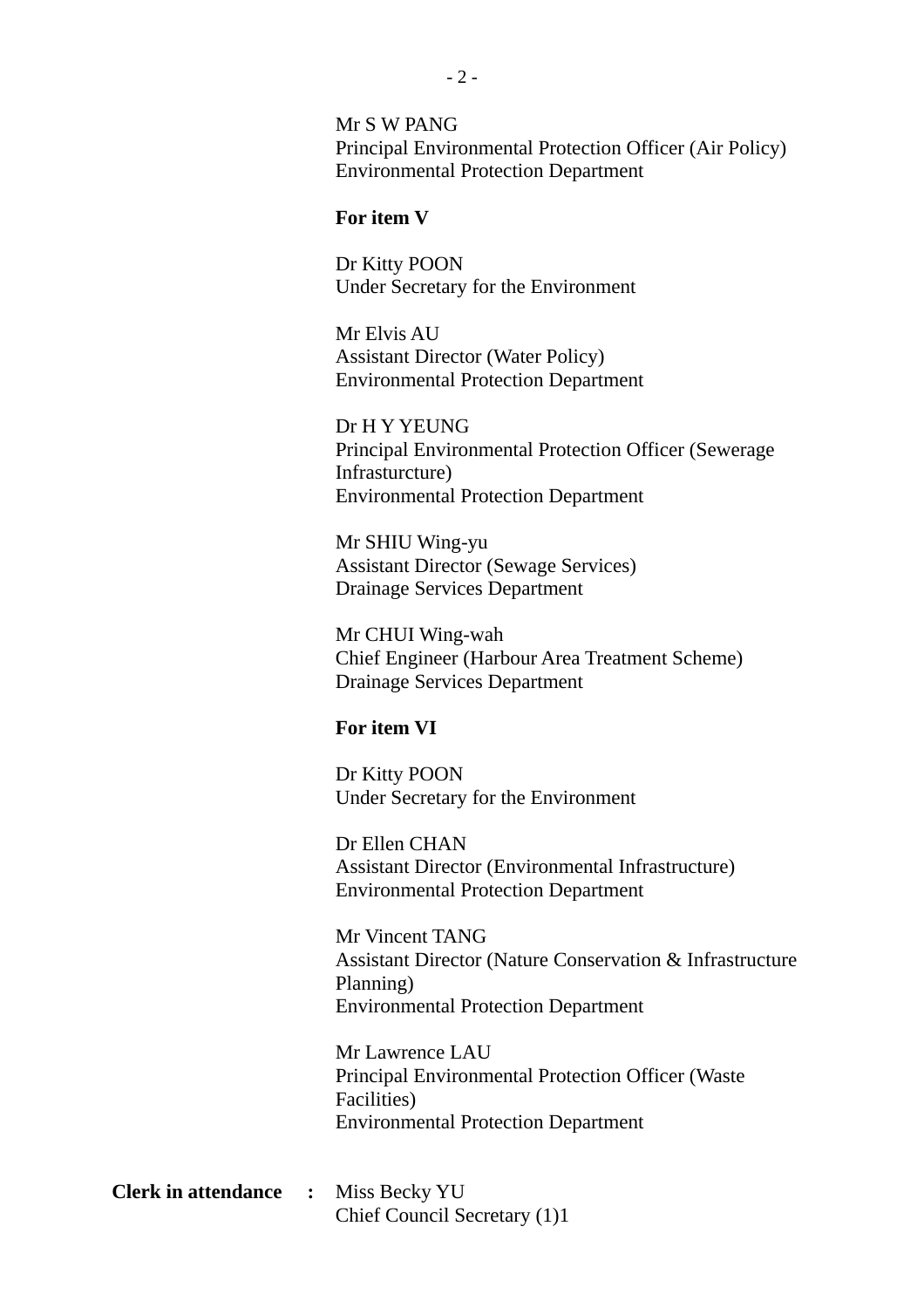Mr S W PANG
Principal Environmental Protection Officer (Air Policy)
Environmental Protection Department

**For item V**

Dr Kitty POON
Under Secretary for the Environment

Mr Elvis AU
Assistant Director (Water Policy)
Environmental Protection Department

Dr H Y YEUNG
Principal Environmental Protection Officer (Sewerage Infrasturcture)
Environmental Protection Department

Mr SHIU Wing-yu
Assistant Director (Sewage Services)
Drainage Services Department

Mr CHUI Wing-wah
Chief Engineer (Harbour Area Treatment Scheme)
Drainage Services Department

**For item VI**

Dr Kitty POON
Under Secretary for the Environment

Dr Ellen CHAN
Assistant Director (Environmental Infrastructure)
Environmental Protection Department

Mr Vincent TANG
Assistant Director (Nature Conservation & Infrastructure Planning)
Environmental Protection Department

Mr Lawrence LAU
Principal Environmental Protection Officer (Waste Facilities)
Environmental Protection Department

**Clerk in attendance :** Miss Becky YU
Chief Council Secretary (1)1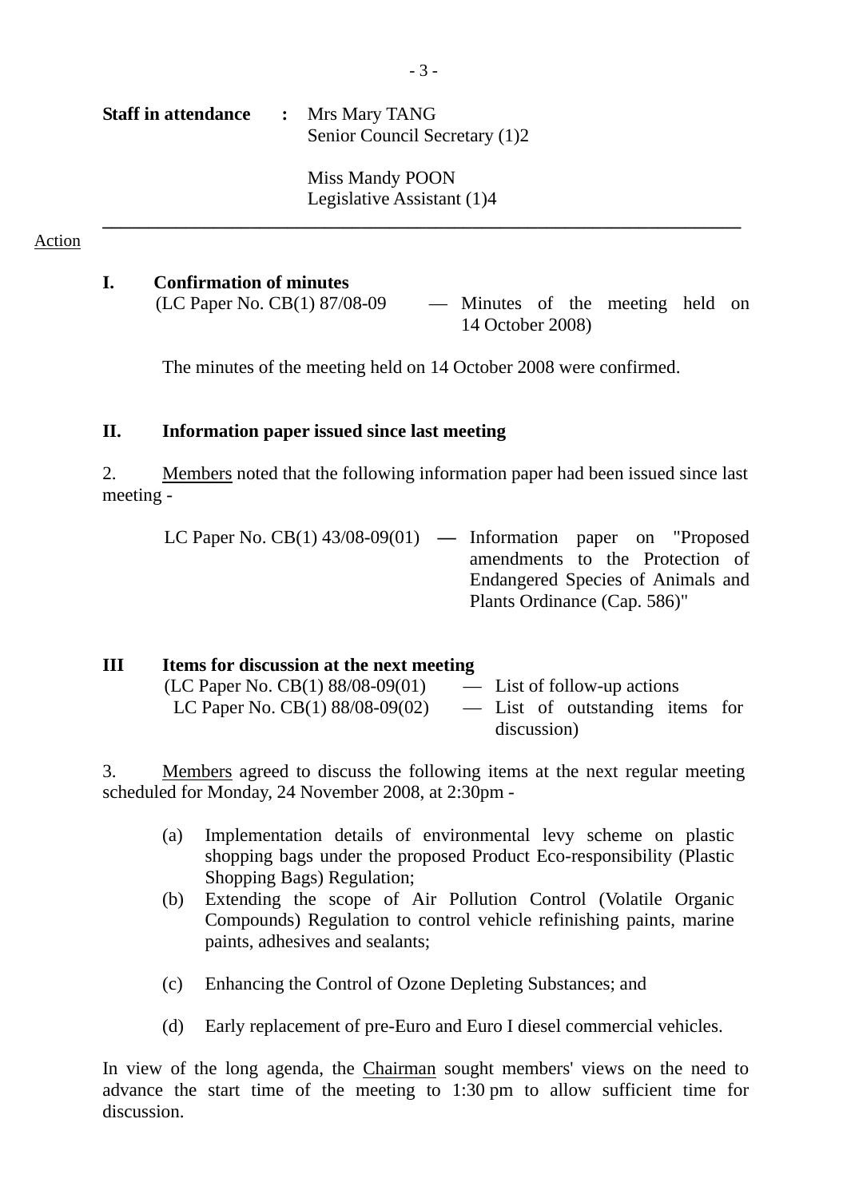**Staff in attendance** : Mrs Mary TANG
Senior Council Secretary (1)2

Miss Mandy POON
Legislative Assistant (1)4

---

Action

**I. Confirmation of minutes**

(LC Paper No. CB(1) 87/08-09 — Minutes of the meeting held on 14 October 2008)

The minutes of the meeting held on 14 October 2008 were confirmed.

**II. Information paper issued since last meeting**

2. Members noted that the following information paper had been issued since last meeting -

LC Paper No. CB(1) 43/08-09(01) — Information paper on "Proposed amendments to the Protection of Endangered Species of Animals and Plants Ordinance (Cap. 586)"

**III Items for discussion at the next meeting**

(LC Paper No. CB(1) 88/08-09(01) — List of follow-up actions
LC Paper No. CB(1) 88/08-09(02) — List of outstanding items for discussion)

3. Members agreed to discuss the following items at the next regular meeting scheduled for Monday, 24 November 2008, at 2:30pm -

(a) Implementation details of environmental levy scheme on plastic shopping bags under the proposed Product Eco-responsibility (Plastic Shopping Bags) Regulation;

(b) Extending the scope of Air Pollution Control (Volatile Organic Compounds) Regulation to control vehicle refinishing paints, marine paints, adhesives and sealants;

(c) Enhancing the Control of Ozone Depleting Substances; and

(d) Early replacement of pre-Euro and Euro I diesel commercial vehicles.

In view of the long agenda, the Chairman sought members' views on the need to advance the start time of the meeting to 1:30 pm to allow sufficient time for discussion.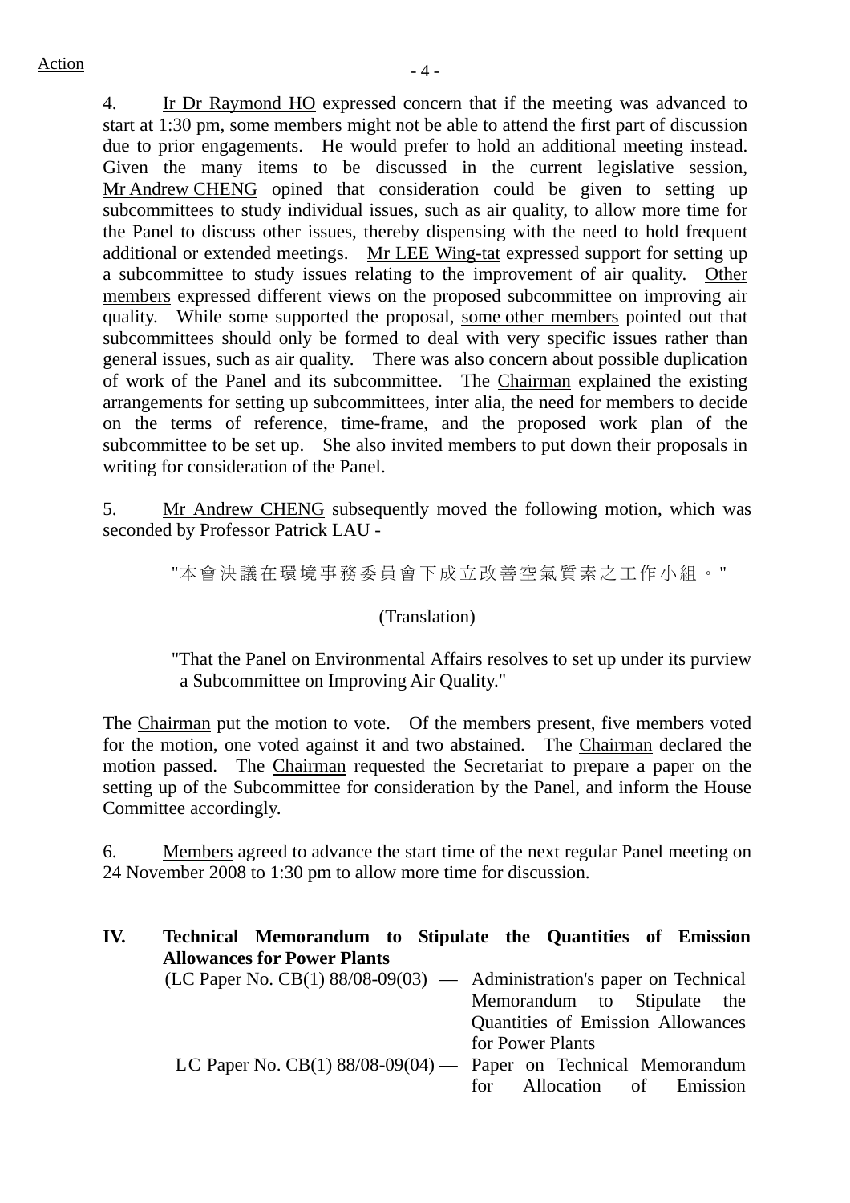Action

4. Ir Dr Raymond HO expressed concern that if the meeting was advanced to start at 1:30 pm, some members might not be able to attend the first part of discussion due to prior engagements. He would prefer to hold an additional meeting instead. Given the many items to be discussed in the current legislative session, Mr Andrew CHENG opined that consideration could be given to setting up subcommittees to study individual issues, such as air quality, to allow more time for the Panel to discuss other issues, thereby dispensing with the need to hold frequent additional or extended meetings. Mr LEE Wing-tat expressed support for setting up a subcommittee to study issues relating to the improvement of air quality. Other members expressed different views on the proposed subcommittee on improving air quality. While some supported the proposal, some other members pointed out that subcommittees should only be formed to deal with very specific issues rather than general issues, such as air quality. There was also concern about possible duplication of work of the Panel and its subcommittee. The Chairman explained the existing arrangements for setting up subcommittees, inter alia, the need for members to decide on the terms of reference, time-frame, and the proposed work plan of the subcommittee to be set up. She also invited members to put down their proposals in writing for consideration of the Panel.

5. Mr Andrew CHENG subsequently moved the following motion, which was seconded by Professor Patrick LAU -

> "本會決議在環境事務委員會下成立改善空氣質素之工作小組。"
>
> (Translation)
>
> "That the Panel on Environmental Affairs resolves to set up under its purview a Subcommittee on Improving Air Quality."

The Chairman put the motion to vote. Of the members present, five members voted for the motion, one voted against it and two abstained. The Chairman declared the motion passed. The Chairman requested the Secretariat to prepare a paper on the setting up of the Subcommittee for consideration by the Panel, and inform the House Committee accordingly.

6. Members agreed to advance the start time of the next regular Panel meeting on 24 November 2008 to 1:30 pm to allow more time for discussion.

## IV. Technical Memorandum to Stipulate the Quantities of Emission Allowances for Power Plants

(LC Paper No. CB(1) 88/08-09(03) — Administration's paper on Technical Memorandum to Stipulate the Quantities of Emission Allowances for Power Plants

LC Paper No. CB(1) 88/08-09(04) — Paper on Technical Memorandum for Allocation of Emission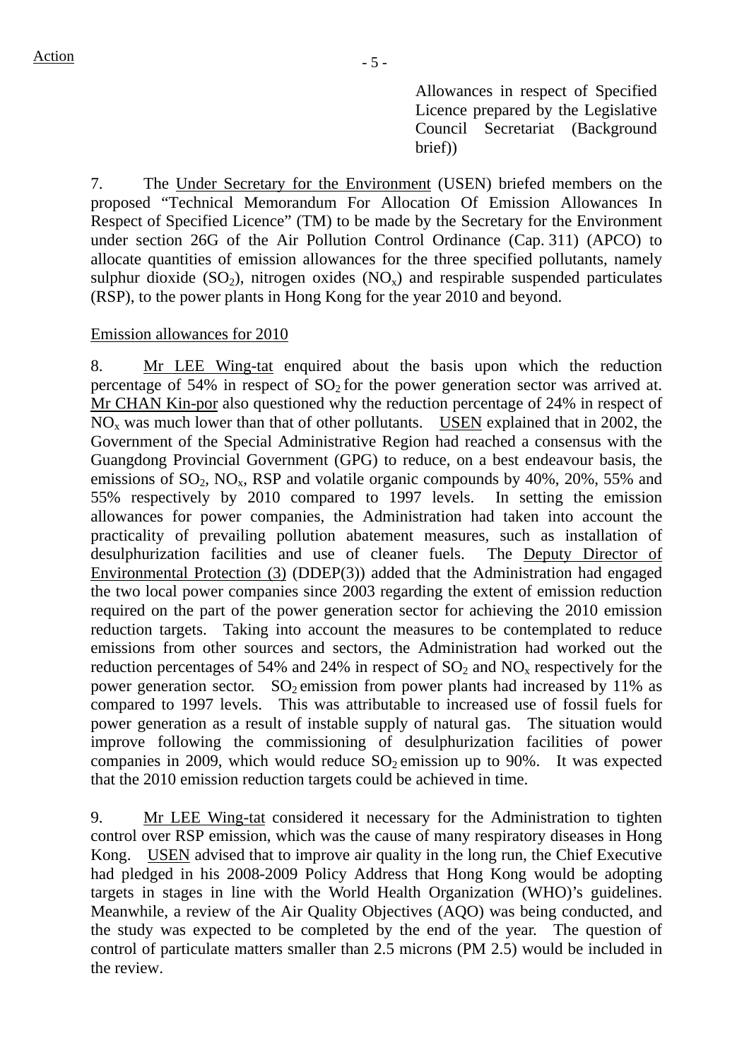Allowances in respect of Specified Licence prepared by the Legislative Council Secretariat (Background brief))

7. The Under Secretary for the Environment (USEN) briefed members on the proposed "Technical Memorandum For Allocation Of Emission Allowances In Respect of Specified Licence" (TM) to be made by the Secretary for the Environment under section 26G of the Air Pollution Control Ordinance (Cap. 311) (APCO) to allocate quantities of emission allowances for the three specified pollutants, namely sulphur dioxide ($SO_2$), nitrogen oxides ($NO_x$) and respirable suspended particulates (RSP), to the power plants in Hong Kong for the year 2010 and beyond.

Emission allowances for 2010

8. Mr LEE Wing-tat enquired about the basis upon which the reduction percentage of 54% in respect of $SO_2$ for the power generation sector was arrived at. Mr CHAN Kin-por also questioned why the reduction percentage of 24% in respect of $NO_x$ was much lower than that of other pollutants. USEN explained that in 2002, the Government of the Special Administrative Region had reached a consensus with the Guangdong Provincial Government (GPG) to reduce, on a best endeavour basis, the emissions of $SO_2$, $NO_x$, RSP and volatile organic compounds by 40%, 20%, 55% and 55% respectively by 2010 compared to 1997 levels. In setting the emission allowances for power companies, the Administration had taken into account the practicality of prevailing pollution abatement measures, such as installation of desulphurization facilities and use of cleaner fuels. The Deputy Director of Environmental Protection (3) (DDEP(3)) added that the Administration had engaged the two local power companies since 2003 regarding the extent of emission reduction required on the part of the power generation sector for achieving the 2010 emission reduction targets. Taking into account the measures to be contemplated to reduce emissions from other sources and sectors, the Administration had worked out the reduction percentages of 54% and 24% in respect of $SO_2$ and $NO_x$ respectively for the power generation sector. $SO_2$ emission from power plants had increased by 11% as compared to 1997 levels. This was attributable to increased use of fossil fuels for power generation as a result of instable supply of natural gas. The situation would improve following the commissioning of desulphurization facilities of power companies in 2009, which would reduce $SO_2$ emission up to 90%. It was expected that the 2010 emission reduction targets could be achieved in time.

9. Mr LEE Wing-tat considered it necessary for the Administration to tighten control over RSP emission, which was the cause of many respiratory diseases in Hong Kong. USEN advised that to improve air quality in the long run, the Chief Executive had pledged in his 2008-2009 Policy Address that Hong Kong would be adopting targets in stages in line with the World Health Organization (WHO)'s guidelines. Meanwhile, a review of the Air Quality Objectives (AQO) was being conducted, and the study was expected to be completed by the end of the year. The question of control of particulate matters smaller than 2.5 microns (PM 2.5) would be included in the review.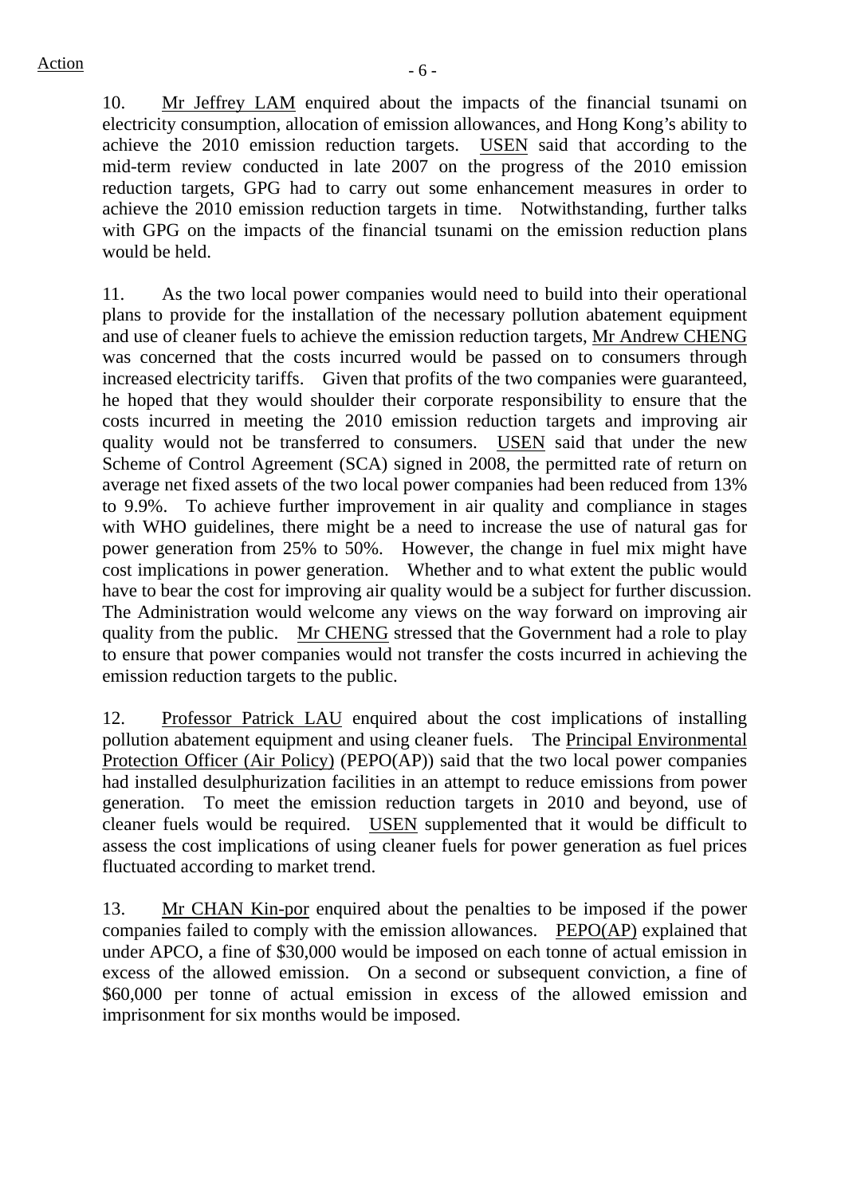10. Mr Jeffrey LAM enquired about the impacts of the financial tsunami on electricity consumption, allocation of emission allowances, and Hong Kong's ability to achieve the 2010 emission reduction targets. USEN said that according to the mid-term review conducted in late 2007 on the progress of the 2010 emission reduction targets, GPG had to carry out some enhancement measures in order to achieve the 2010 emission reduction targets in time. Notwithstanding, further talks with GPG on the impacts of the financial tsunami on the emission reduction plans would be held.

11. As the two local power companies would need to build into their operational plans to provide for the installation of the necessary pollution abatement equipment and use of cleaner fuels to achieve the emission reduction targets, Mr Andrew CHENG was concerned that the costs incurred would be passed on to consumers through increased electricity tariffs. Given that profits of the two companies were guaranteed, he hoped that they would shoulder their corporate responsibility to ensure that the costs incurred in meeting the 2010 emission reduction targets and improving air quality would not be transferred to consumers. USEN said that under the new Scheme of Control Agreement (SCA) signed in 2008, the permitted rate of return on average net fixed assets of the two local power companies had been reduced from 13% to 9.9%. To achieve further improvement in air quality and compliance in stages with WHO guidelines, there might be a need to increase the use of natural gas for power generation from 25% to 50%. However, the change in fuel mix might have cost implications in power generation. Whether and to what extent the public would have to bear the cost for improving air quality would be a subject for further discussion. The Administration would welcome any views on the way forward on improving air quality from the public. Mr CHENG stressed that the Government had a role to play to ensure that power companies would not transfer the costs incurred in achieving the emission reduction targets to the public.

12. Professor Patrick LAU enquired about the cost implications of installing pollution abatement equipment and using cleaner fuels. The Principal Environmental Protection Officer (Air Policy) (PEPO(AP)) said that the two local power companies had installed desulphurization facilities in an attempt to reduce emissions from power generation. To meet the emission reduction targets in 2010 and beyond, use of cleaner fuels would be required. USEN supplemented that it would be difficult to assess the cost implications of using cleaner fuels for power generation as fuel prices fluctuated according to market trend.

13. Mr CHAN Kin-por enquired about the penalties to be imposed if the power companies failed to comply with the emission allowances. PEPO(AP) explained that under APCO, a fine of $30,000 would be imposed on each tonne of actual emission in excess of the allowed emission. On a second or subsequent conviction, a fine of $60,000 per tonne of actual emission in excess of the allowed emission and imprisonment for six months would be imposed.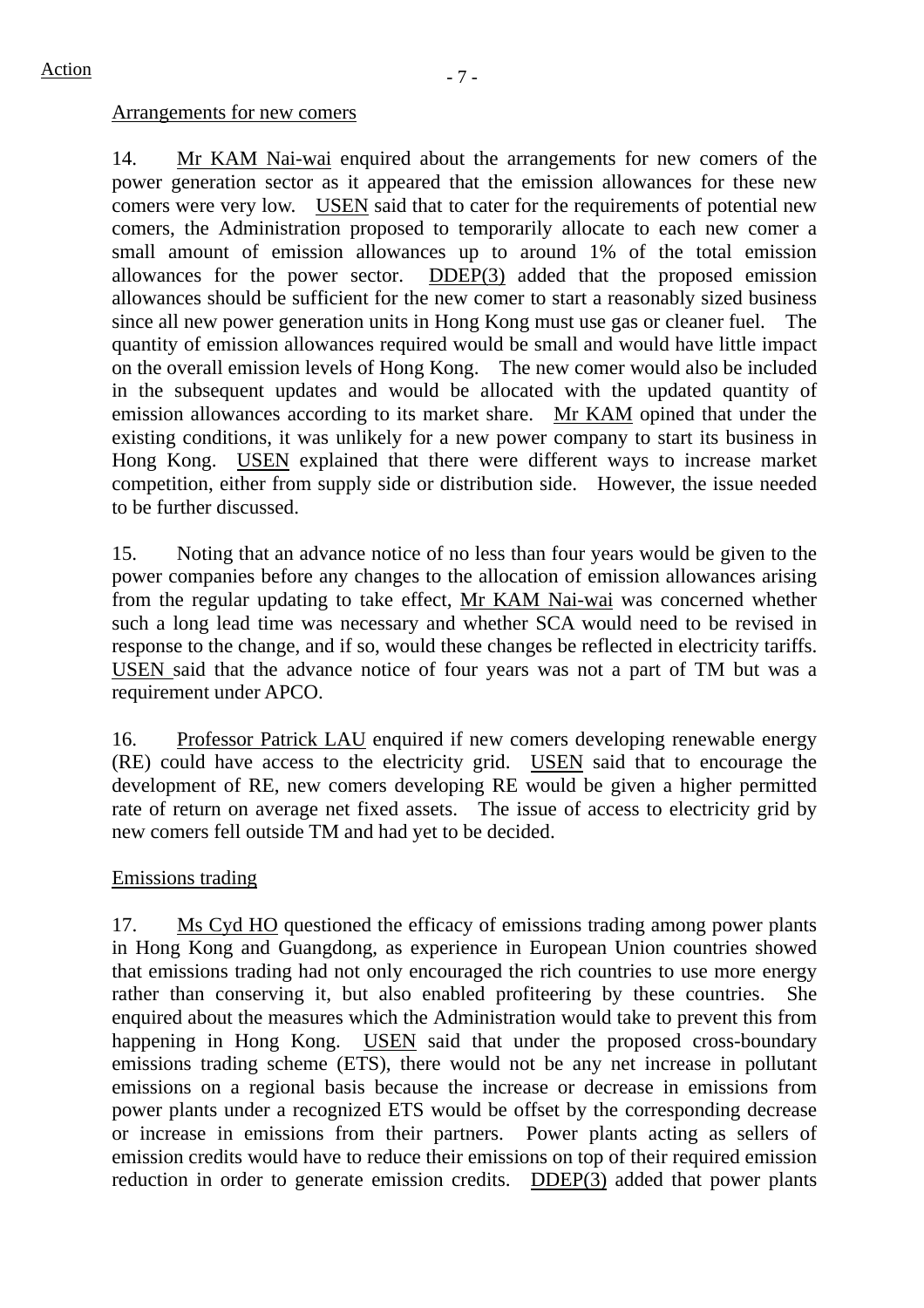Action

Arrangements for new comers

14. Mr KAM Nai-wai enquired about the arrangements for new comers of the power generation sector as it appeared that the emission allowances for these new comers were very low. USEN said that to cater for the requirements of potential new comers, the Administration proposed to temporarily allocate to each new comer a small amount of emission allowances up to around 1% of the total emission allowances for the power sector. DDEP(3) added that the proposed emission allowances should be sufficient for the new comer to start a reasonably sized business since all new power generation units in Hong Kong must use gas or cleaner fuel. The quantity of emission allowances required would be small and would have little impact on the overall emission levels of Hong Kong. The new comer would also be included in the subsequent updates and would be allocated with the updated quantity of emission allowances according to its market share. Mr KAM opined that under the existing conditions, it was unlikely for a new power company to start its business in Hong Kong. USEN explained that there were different ways to increase market competition, either from supply side or distribution side. However, the issue needed to be further discussed.

15. Noting that an advance notice of no less than four years would be given to the power companies before any changes to the allocation of emission allowances arising from the regular updating to take effect, Mr KAM Nai-wai was concerned whether such a long lead time was necessary and whether SCA would need to be revised in response to the change, and if so, would these changes be reflected in electricity tariffs. USEN said that the advance notice of four years was not a part of TM but was a requirement under APCO.

16. Professor Patrick LAU enquired if new comers developing renewable energy (RE) could have access to the electricity grid. USEN said that to encourage the development of RE, new comers developing RE would be given a higher permitted rate of return on average net fixed assets. The issue of access to electricity grid by new comers fell outside TM and had yet to be decided.

Emissions trading

17. Ms Cyd HO questioned the efficacy of emissions trading among power plants in Hong Kong and Guangdong, as experience in European Union countries showed that emissions trading had not only encouraged the rich countries to use more energy rather than conserving it, but also enabled profiteering by these countries. She enquired about the measures which the Administration would take to prevent this from happening in Hong Kong. USEN said that under the proposed cross-boundary emissions trading scheme (ETS), there would not be any net increase in pollutant emissions on a regional basis because the increase or decrease in emissions from power plants under a recognized ETS would be offset by the corresponding decrease or increase in emissions from their partners. Power plants acting as sellers of emission credits would have to reduce their emissions on top of their required emission reduction in order to generate emission credits. DDEP(3) added that power plants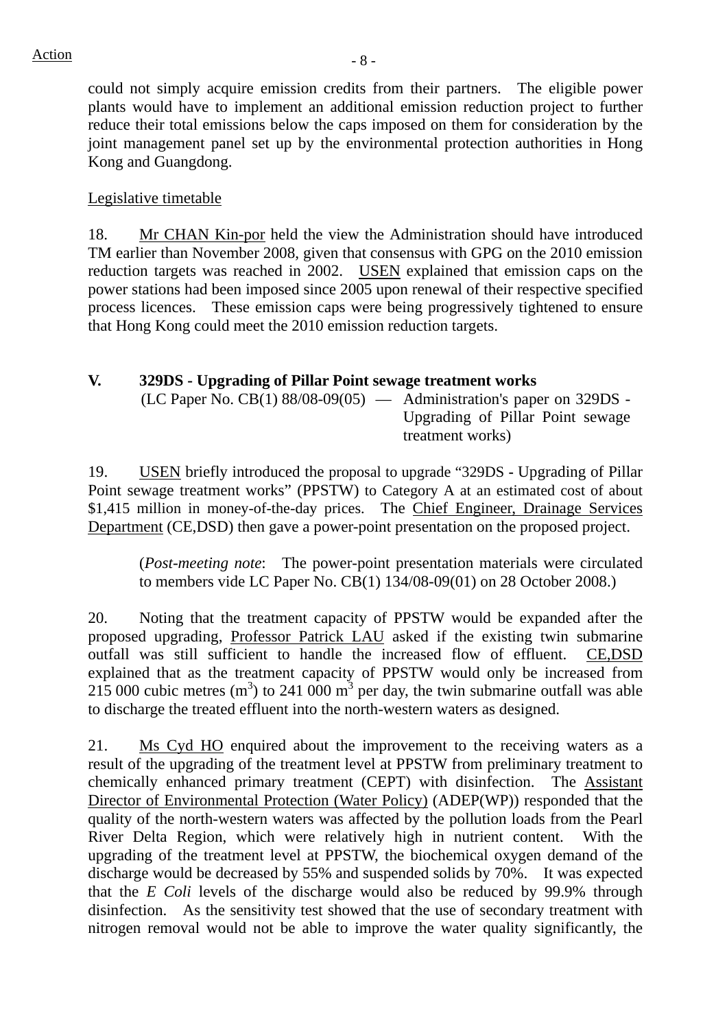could not simply acquire emission credits from their partners. The eligible power plants would have to implement an additional emission reduction project to further reduce their total emissions below the caps imposed on them for consideration by the joint management panel set up by the environmental protection authorities in Hong Kong and Guangdong.

Legislative timetable

18. Mr CHAN Kin-por held the view the Administration should have introduced TM earlier than November 2008, given that consensus with GPG on the 2010 emission reduction targets was reached in 2002. USEN explained that emission caps on the power stations had been imposed since 2005 upon renewal of their respective specified process licences. These emission caps were being progressively tightened to ensure that Hong Kong could meet the 2010 emission reduction targets.

## V. 329DS - Upgrading of Pillar Point sewage treatment works

(LC Paper No. CB(1) 88/08-09(05) — Administration's paper on 329DS - Upgrading of Pillar Point sewage treatment works)

19. USEN briefly introduced the proposal to upgrade "329DS - Upgrading of Pillar Point sewage treatment works" (PPSTW) to Category A at an estimated cost of about \$1,415 million in money-of-the-day prices. The Chief Engineer, Drainage Services Department (CE,DSD) then gave a power-point presentation on the proposed project.

(*Post-meeting note*: The power-point presentation materials were circulated to members vide LC Paper No. CB(1) 134/08-09(01) on 28 October 2008.)

20. Noting that the treatment capacity of PPSTW would be expanded after the proposed upgrading, Professor Patrick LAU asked if the existing twin submarine outfall was still sufficient to handle the increased flow of effluent. CE,DSD explained that as the treatment capacity of PPSTW would only be increased from 215 000 cubic metres ($m^3$) to 241 000 $m^3$ per day, the twin submarine outfall was able to discharge the treated effluent into the north-western waters as designed.

21. Ms Cyd HO enquired about the improvement to the receiving waters as a result of the upgrading of the treatment level at PPSTW from preliminary treatment to chemically enhanced primary treatment (CEPT) with disinfection. The Assistant Director of Environmental Protection (Water Policy) (ADEP(WP)) responded that the quality of the north-western waters was affected by the pollution loads from the Pearl River Delta Region, which were relatively high in nutrient content. With the upgrading of the treatment level at PPSTW, the biochemical oxygen demand of the discharge would be decreased by 55% and suspended solids by 70%. It was expected that the *E Coli* levels of the discharge would also be reduced by 99.9% through disinfection. As the sensitivity test showed that the use of secondary treatment with nitrogen removal would not be able to improve the water quality significantly, the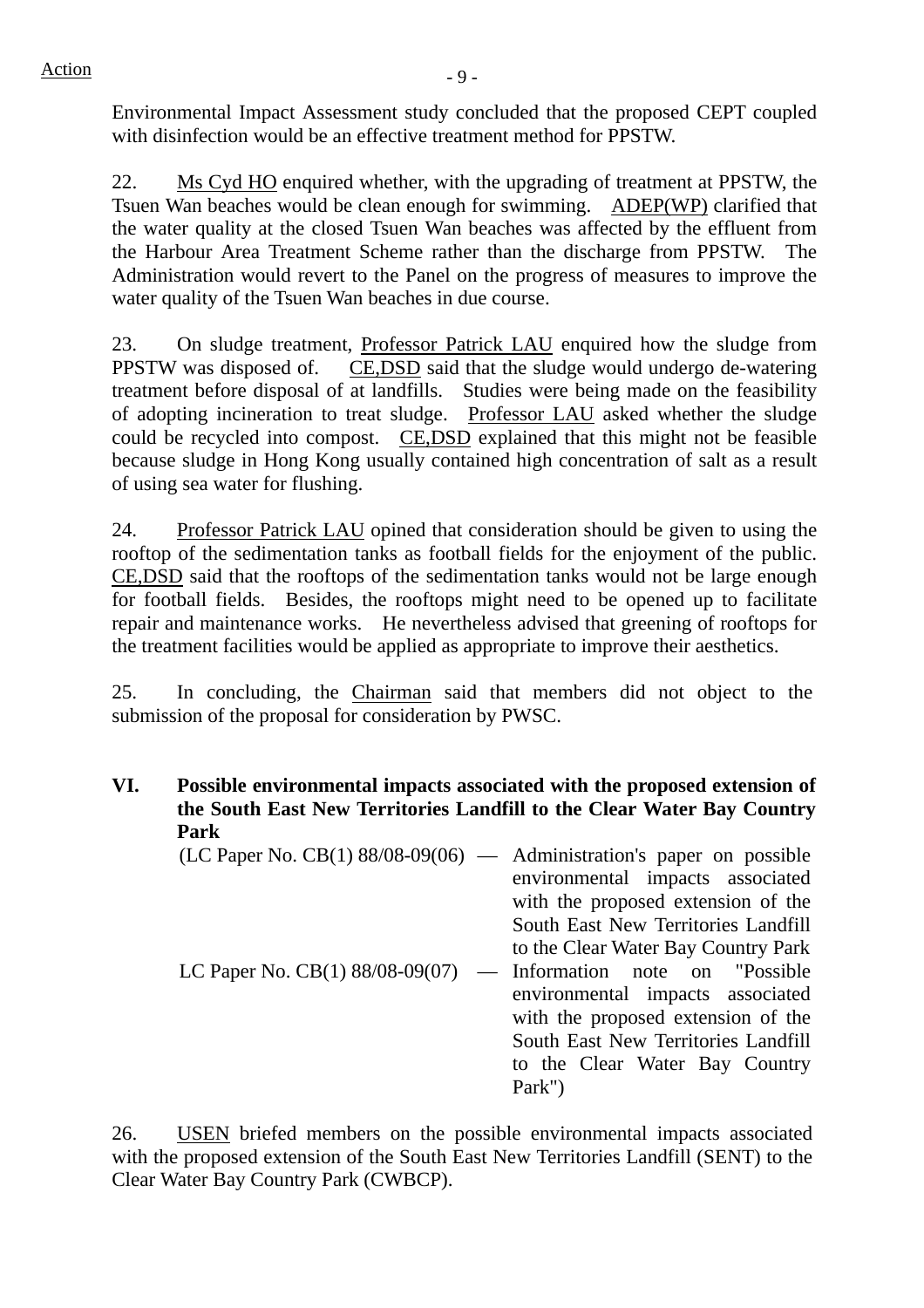Environmental Impact Assessment study concluded that the proposed CEPT coupled with disinfection would be an effective treatment method for PPSTW.

22. Ms Cyd HO enquired whether, with the upgrading of treatment at PPSTW, the Tsuen Wan beaches would be clean enough for swimming. ADEP(WP) clarified that the water quality at the closed Tsuen Wan beaches was affected by the effluent from the Harbour Area Treatment Scheme rather than the discharge from PPSTW. The Administration would revert to the Panel on the progress of measures to improve the water quality of the Tsuen Wan beaches in due course.

23. On sludge treatment, Professor Patrick LAU enquired how the sludge from PPSTW was disposed of. CE,DSD said that the sludge would undergo de-watering treatment before disposal of at landfills. Studies were being made on the feasibility of adopting incineration to treat sludge. Professor LAU asked whether the sludge could be recycled into compost. CE,DSD explained that this might not be feasible because sludge in Hong Kong usually contained high concentration of salt as a result of using sea water for flushing.

24. Professor Patrick LAU opined that consideration should be given to using the rooftop of the sedimentation tanks as football fields for the enjoyment of the public. CE,DSD said that the rooftops of the sedimentation tanks would not be large enough for football fields. Besides, the rooftops might need to be opened up to facilitate repair and maintenance works. He nevertheless advised that greening of rooftops for the treatment facilities would be applied as appropriate to improve their aesthetics.

25. In concluding, the Chairman said that members did not object to the submission of the proposal for consideration by PWSC.

**VI. Possible environmental impacts associated with the proposed extension of the South East New Territories Landfill to the Clear Water Bay Country Park**

(LC Paper No. CB(1) 88/08-09(06) — Administration's paper on possible environmental impacts associated with the proposed extension of the South East New Territories Landfill to the Clear Water Bay Country Park

LC Paper No. CB(1) 88/08-09(07) — Information note on "Possible environmental impacts associated with the proposed extension of the South East New Territories Landfill to the Clear Water Bay Country Park")

26. USEN briefed members on the possible environmental impacts associated with the proposed extension of the South East New Territories Landfill (SENT) to the Clear Water Bay Country Park (CWBCP).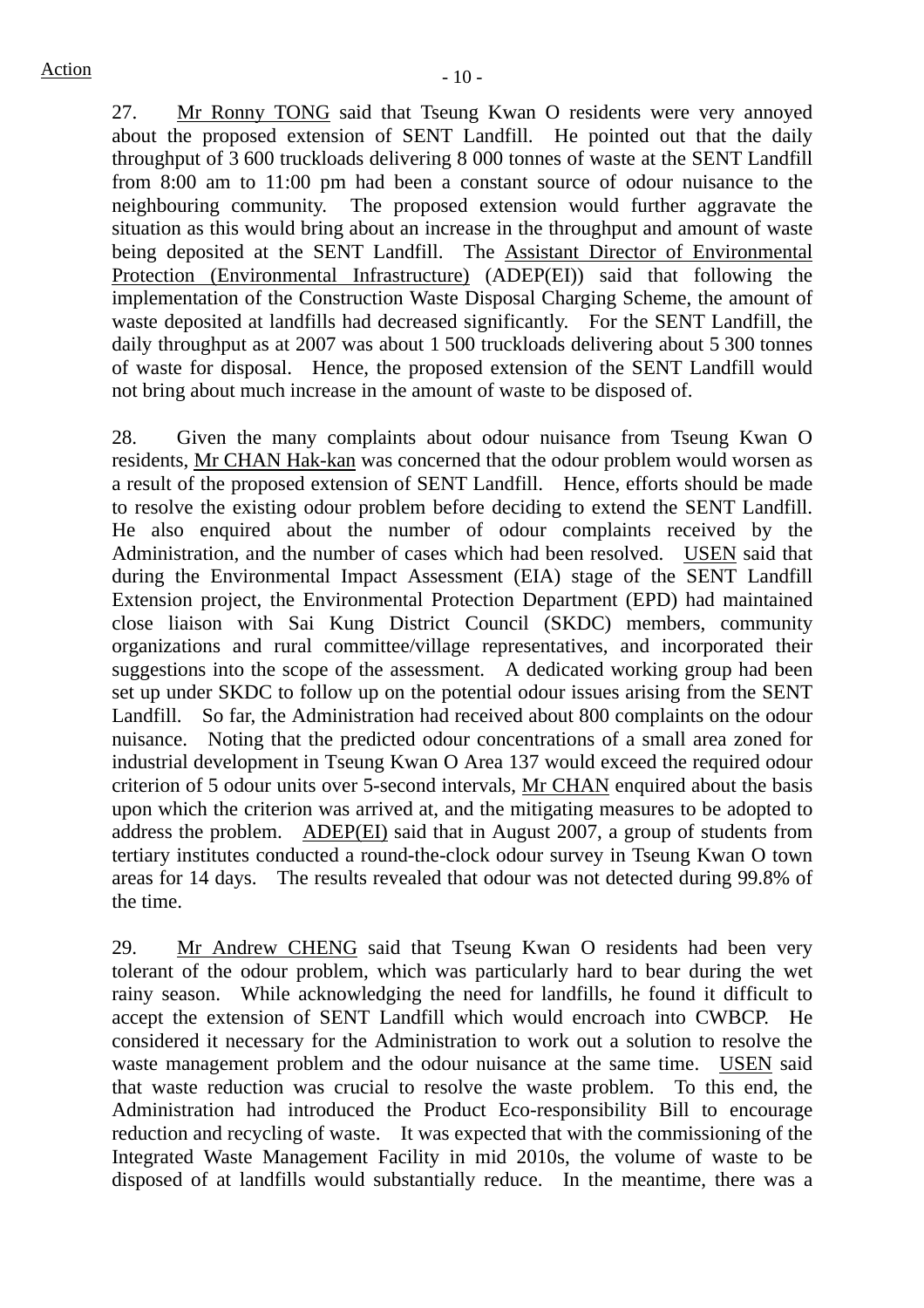27. Mr Ronny TONG said that Tseung Kwan O residents were very annoyed about the proposed extension of SENT Landfill. He pointed out that the daily throughput of 3 600 truckloads delivering 8 000 tonnes of waste at the SENT Landfill from 8:00 am to 11:00 pm had been a constant source of odour nuisance to the neighbouring community. The proposed extension would further aggravate the situation as this would bring about an increase in the throughput and amount of waste being deposited at the SENT Landfill. The Assistant Director of Environmental Protection (Environmental Infrastructure) (ADEP(EI)) said that following the implementation of the Construction Waste Disposal Charging Scheme, the amount of waste deposited at landfills had decreased significantly. For the SENT Landfill, the daily throughput as at 2007 was about 1 500 truckloads delivering about 5 300 tonnes of waste for disposal. Hence, the proposed extension of the SENT Landfill would not bring about much increase in the amount of waste to be disposed of.

28. Given the many complaints about odour nuisance from Tseung Kwan O residents, Mr CHAN Hak-kan was concerned that the odour problem would worsen as a result of the proposed extension of SENT Landfill. Hence, efforts should be made to resolve the existing odour problem before deciding to extend the SENT Landfill. He also enquired about the number of odour complaints received by the Administration, and the number of cases which had been resolved. USEN said that during the Environmental Impact Assessment (EIA) stage of the SENT Landfill Extension project, the Environmental Protection Department (EPD) had maintained close liaison with Sai Kung District Council (SKDC) members, community organizations and rural committee/village representatives, and incorporated their suggestions into the scope of the assessment. A dedicated working group had been set up under SKDC to follow up on the potential odour issues arising from the SENT Landfill. So far, the Administration had received about 800 complaints on the odour nuisance. Noting that the predicted odour concentrations of a small area zoned for industrial development in Tseung Kwan O Area 137 would exceed the required odour criterion of 5 odour units over 5-second intervals, Mr CHAN enquired about the basis upon which the criterion was arrived at, and the mitigating measures to be adopted to address the problem. ADEP(EI) said that in August 2007, a group of students from tertiary institutes conducted a round-the-clock odour survey in Tseung Kwan O town areas for 14 days. The results revealed that odour was not detected during 99.8% of the time.

29. Mr Andrew CHENG said that Tseung Kwan O residents had been very tolerant of the odour problem, which was particularly hard to bear during the wet rainy season. While acknowledging the need for landfills, he found it difficult to accept the extension of SENT Landfill which would encroach into CWBCP. He considered it necessary for the Administration to work out a solution to resolve the waste management problem and the odour nuisance at the same time. USEN said that waste reduction was crucial to resolve the waste problem. To this end, the Administration had introduced the Product Eco-responsibility Bill to encourage reduction and recycling of waste. It was expected that with the commissioning of the Integrated Waste Management Facility in mid 2010s, the volume of waste to be disposed of at landfills would substantially reduce. In the meantime, there was a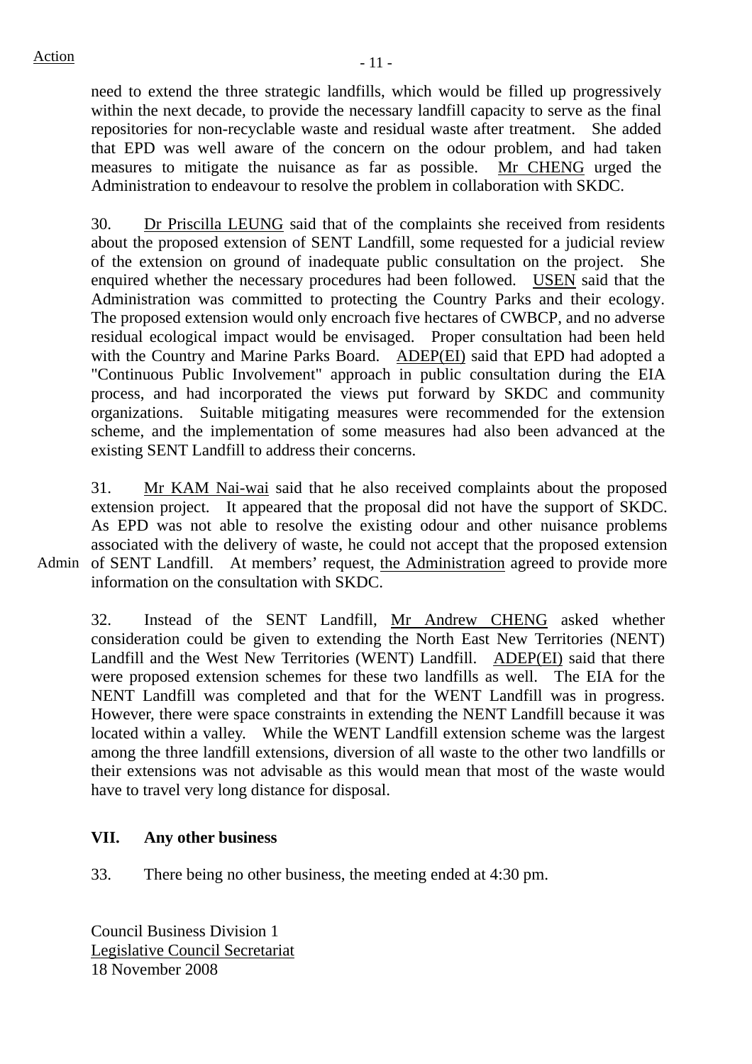Action

need to extend the three strategic landfills, which would be filled up progressively within the next decade, to provide the necessary landfill capacity to serve as the final repositories for non-recyclable waste and residual waste after treatment. She added that EPD was well aware of the concern on the odour problem, and had taken measures to mitigate the nuisance as far as possible. Mr CHENG urged the Administration to endeavour to resolve the problem in collaboration with SKDC.

30. Dr Priscilla LEUNG said that of the complaints she received from residents about the proposed extension of SENT Landfill, some requested for a judicial review of the extension on ground of inadequate public consultation on the project. She enquired whether the necessary procedures had been followed. USEN said that the Administration was committed to protecting the Country Parks and their ecology. The proposed extension would only encroach five hectares of CWBCP, and no adverse residual ecological impact would be envisaged. Proper consultation had been held with the Country and Marine Parks Board. ADEP(EI) said that EPD had adopted a "Continuous Public Involvement" approach in public consultation during the EIA process, and had incorporated the views put forward by SKDC and community organizations. Suitable mitigating measures were recommended for the extension scheme, and the implementation of some measures had also been advanced at the existing SENT Landfill to address their concerns.

31. Mr KAM Nai-wai said that he also received complaints about the proposed extension project. It appeared that the proposal did not have the support of SKDC. As EPD was not able to resolve the existing odour and other nuisance problems associated with the delivery of waste, he could not accept that the proposed extension of SENT Landfill. At members' request, the Administration agreed to provide more information on the consultation with SKDC. — Admin

32. Instead of the SENT Landfill, Mr Andrew CHENG asked whether consideration could be given to extending the North East New Territories (NENT) Landfill and the West New Territories (WENT) Landfill. ADEP(EI) said that there were proposed extension schemes for these two landfills as well. The EIA for the NENT Landfill was completed and that for the WENT Landfill was in progress. However, there were space constraints in extending the NENT Landfill because it was located within a valley. While the WENT Landfill extension scheme was the largest among the three landfill extensions, diversion of all waste to the other two landfills or their extensions was not advisable as this would mean that most of the waste would have to travel very long distance for disposal.

## VII. Any other business

33. There being no other business, the meeting ended at 4:30 pm.

Council Business Division 1
Legislative Council Secretariat
18 November 2008